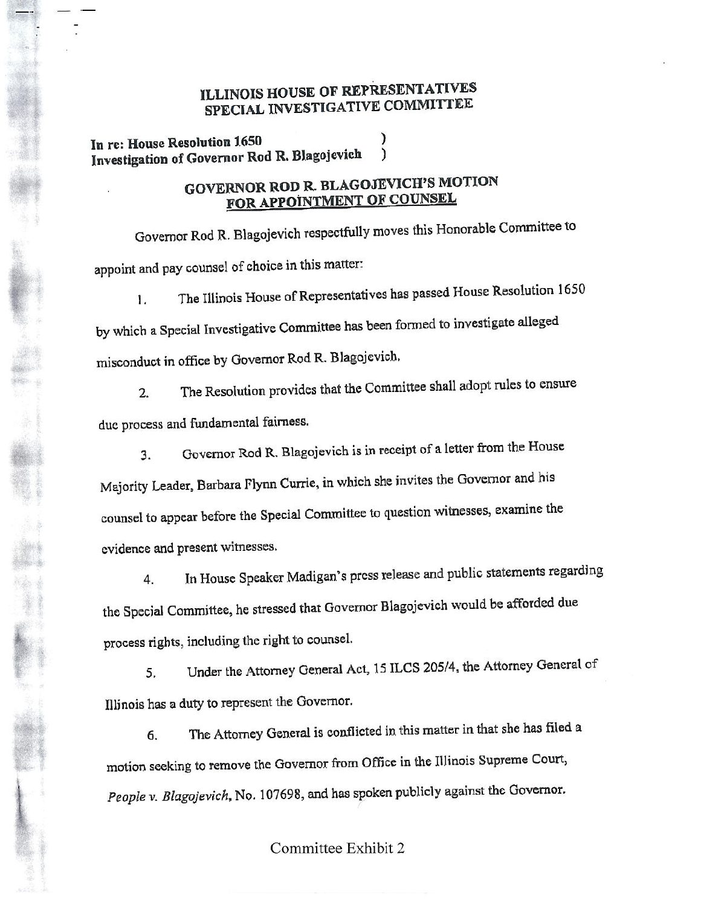# ILLINOIS HOUSE OF REPRESENTATIVES
# SPECIAL INVESTIGATIVE COMMITTEE

**In re: House Resolution 1650** )
**Investigation of Governor Rod R. Blagojevich** )

## GOVERNOR ROD R. BLAGOJEVICH'S MOTION FOR APPOINTMENT OF COUNSEL

Governor Rod R. Blagojevich respectfully moves this Honorable Committee to appoint and pay counsel of choice in this matter:

1. The Illinois House of Representatives has passed House Resolution 1650 by which a Special Investigative Committee has been formed to investigate alleged misconduct in office by Governor Rod R. Blagojevich.

2. The Resolution provides that the Committee shall adopt rules to ensure due process and fundamental fairness.

3. Governor Rod R. Blagojevich is in receipt of a letter from the House Majority Leader, Barbara Flynn Currie, in which she invites the Governor and his counsel to appear before the Special Committee to question witnesses, examine the evidence and present witnesses.

4. In House Speaker Madigan's press release and public statements regarding the Special Committee, he stressed that Governor Blagojevich would be afforded due process rights, including the right to counsel.

5. Under the Attorney General Act, 15 ILCS 205/4, the Attorney General of Illinois has a duty to represent the Governor.

6. The Attorney General is conflicted in this matter in that she has filed a motion seeking to remove the Governor from Office in the Illinois Supreme Court, *People v. Blagojevich*, No. 107698, and has spoken publicly against the Governor.

Committee Exhibit 2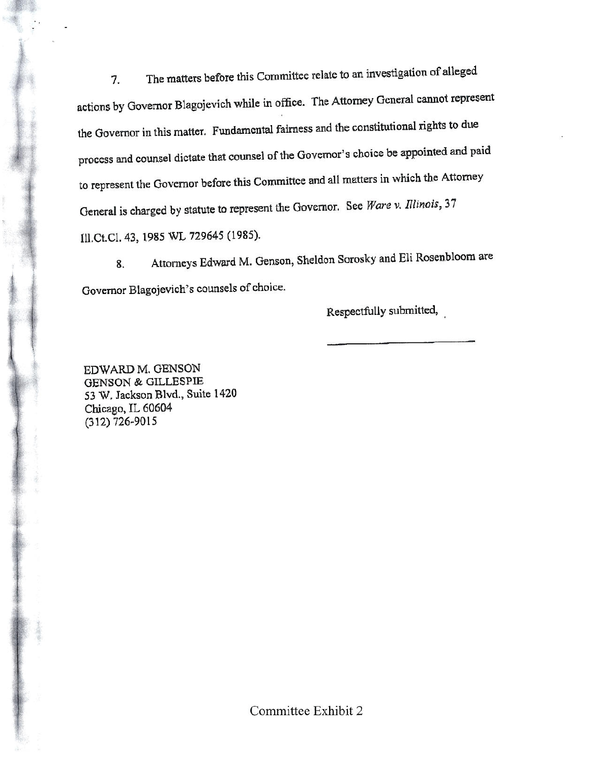7. The matters before this Committee relate to an investigation of alleged actions by Governor Blagojevich while in office. The Attorney General cannot represent the Governor in this matter. Fundamental fairness and the constitutional rights to due process and counsel dictate that counsel of the Governor's choice be appointed and paid to represent the Governor before this Committee and all matters in which the Attorney General is charged by statute to represent the Governor. See *Ware v. Illinois*, 37 Ill.Ct.Cl. 43, 1985 WL 729645 (1985).

8. Attorneys Edward M. Genson, Sheldon Sorosky and Eli Rosenbloom are Governor Blagojevich's counsels of choice.

Respectfully submitted,

\_\_\_\_\_\_\_\_\_\_\_\_\_\_\_\_\_\_\_\_\_\_\_\_

EDWARD M. GENSON
GENSON & GILLESPIE
53 W. Jackson Blvd., Suite 1420
Chicago, IL 60604
(312) 726-9015

Committee Exhibit 2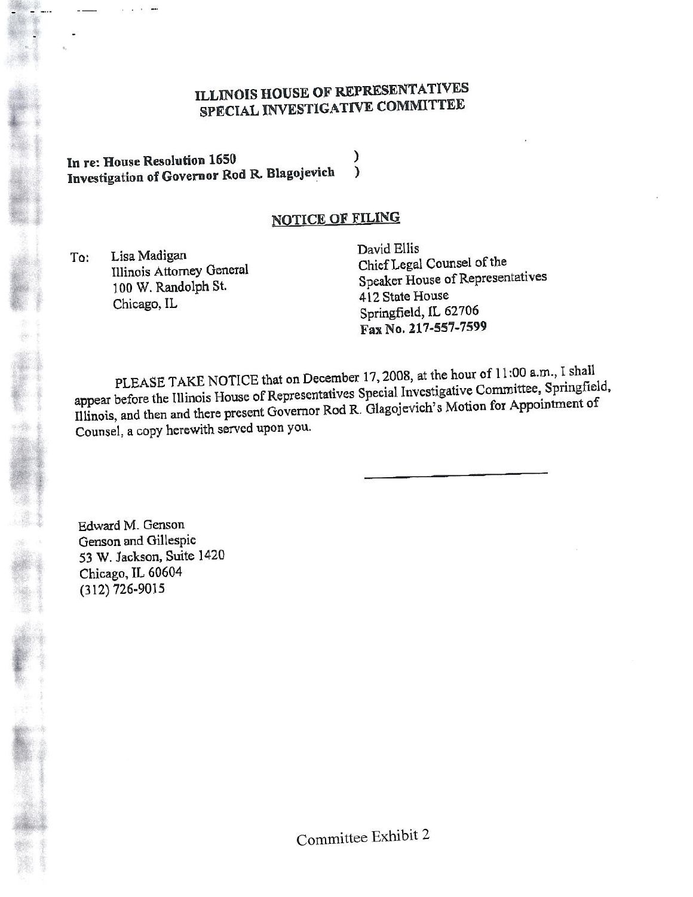## ILLINOIS HOUSE OF REPRESENTATIVES SPECIAL INVESTIGATIVE COMMITTEE

**In re: House Resolution 1650** )
**Investigation of Governor Rod R. Blagojevich** )

### NOTICE OF FILING

To: Lisa Madigan
Illinois Attorney General
100 W. Randolph St.
Chicago, IL

David Ellis
Chief Legal Counsel of the
Speaker House of Representatives
412 State House
Springfield, IL 62706
**Fax No. 217-557-7599**

PLEASE TAKE NOTICE that on December 17, 2008, at the hour of 11:00 a.m., I shall appear before the Illinois House of Representatives Special Investigative Committee, Springfield, Illinois, and then and there present Governor Rod R. Glagojevich's Motion for Appointment of Counsel, a copy herewith served upon you.

\_\_\_\_\_\_\_\_\_\_\_\_\_\_\_\_\_\_\_\_

Edward M. Genson
Genson and Gillespie
53 W. Jackson, Suite 1420
Chicago, IL 60604
(312) 726-9015

Committee Exhibit 2